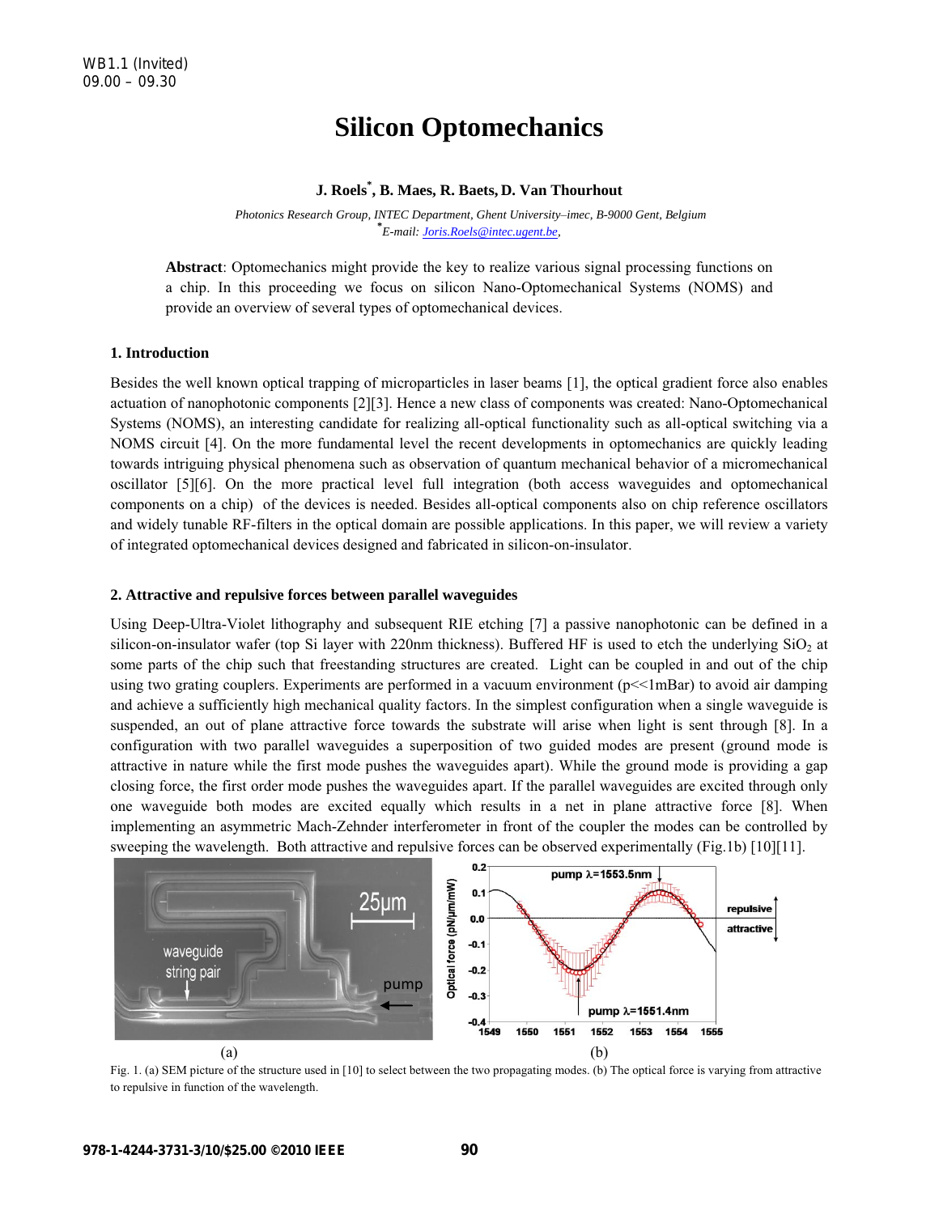WB1.1 (Invited)
09.00 – 09.30

# Silicon Optomechanics

**J. Roels[*], B. Maes, R. Baets, D. Van Thourhout**

*Photonics Research Group, INTEC Department, Ghent University–imec, B-9000 Gent, Belgium*
*[*]E-mail: Joris.Roels@intec.ugent.be,*

**Abstract**: Optomechanics might provide the key to realize various signal processing functions on a chip. In this proceeding we focus on silicon Nano-Optomechanical Systems (NOMS) and provide an overview of several types of optomechanical devices.

## 1. Introduction

Besides the well known optical trapping of microparticles in laser beams [1], the optical gradient force also enables actuation of nanophotonic components [2][3]. Hence a new class of components was created: Nano-Optomechanical Systems (NOMS), an interesting candidate for realizing all-optical functionality such as all-optical switching via a NOMS circuit [4]. On the more fundamental level the recent developments in optomechanics are quickly leading towards intriguing physical phenomena such as observation of quantum mechanical behavior of a micromechanical oscillator [5][6]. On the more practical level full integration (both access waveguides and optomechanical components on a chip) of the devices is needed. Besides all-optical components also on chip reference oscillators and widely tunable RF-filters in the optical domain are possible applications. In this paper, we will review a variety of integrated optomechanical devices designed and fabricated in silicon-on-insulator.

## 2. Attractive and repulsive forces between parallel waveguides

Using Deep-Ultra-Violet lithography and subsequent RIE etching [7] a passive nanophotonic can be defined in a silicon-on-insulator wafer (top Si layer with 220nm thickness). Buffered HF is used to etch the underlying $SiO_2$ at some parts of the chip such that freestanding structures are created. Light can be coupled in and out of the chip using two grating couplers. Experiments are performed in a vacuum environment (p<<1mBar) to avoid air damping and achieve a sufficiently high mechanical quality factors. In the simplest configuration when a single waveguide is suspended, an out of plane attractive force towards the substrate will arise when light is sent through [8]. In a configuration with two parallel waveguides a superposition of two guided modes are present (ground mode is attractive in nature while the first mode pushes the waveguides apart). While the ground mode is providing a gap closing force, the first order mode pushes the waveguides apart. If the parallel waveguides are excited through only one waveguide both modes are excited equally which results in a net in plane attractive force [8]. When implementing an asymmetric Mach-Zehnder interferometer in front of the coupler the modes can be controlled by sweeping the wavelength. Both attractive and repulsive forces can be observed experimentally (Fig.1b) [10][11].

Fig. 1. (a) SEM picture of the structure used in [10] to select between the two propagating modes. (b) The optical force is varying from attractive to repulsive in function of the wavelength.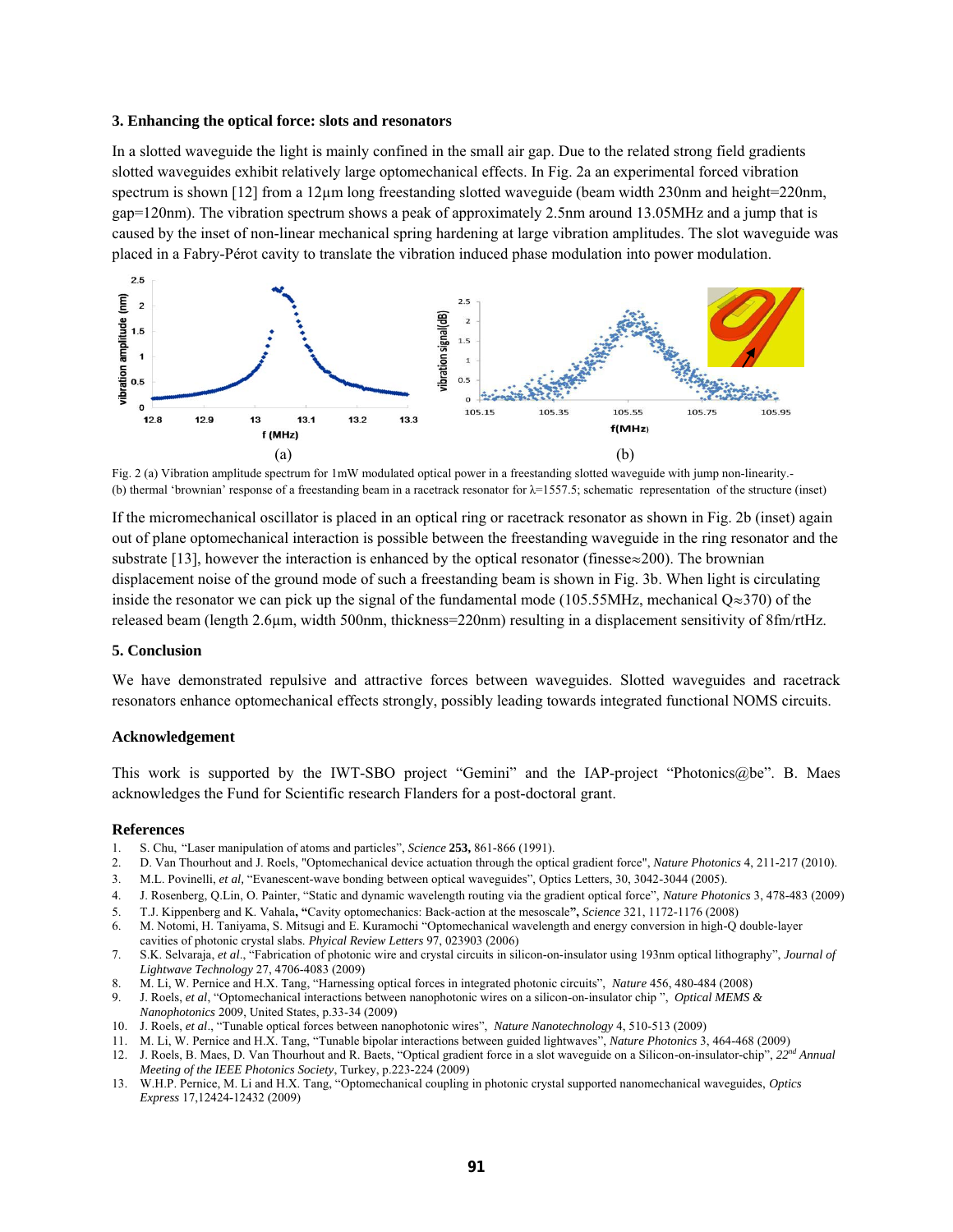### 3. Enhancing the optical force: slots and resonators

In a slotted waveguide the light is mainly confined in the small air gap. Due to the related strong field gradients slotted waveguides exhibit relatively large optomechanical effects. In Fig. 2a an experimental forced vibration spectrum is shown [12] from a 12µm long freestanding slotted waveguide (beam width 230nm and height=220nm, gap=120nm). The vibration spectrum shows a peak of approximately 2.5nm around 13.05MHz and a jump that is caused by the inset of non-linear mechanical spring hardening at large vibration amplitudes. The slot waveguide was placed in a Fabry-Pérot cavity to translate the vibration induced phase modulation into power modulation.

vibration amplitude (nm)
2.5
2
1.5
1
0.5
0
12.8 12.9 13 13.1 13.2 13.3
f (MHz)
(a)

vibration signal(dB)
2.5
2
1.5
1
0.5
0
105.15 105.35 105.55 105.75 105.95
f(MHz)
(b)

Fig. 2 (a) Vibration amplitude spectrum for 1mW modulated optical power in a freestanding slotted waveguide with jump non-linearity.- (b) thermal 'brownian' response of a freestanding beam in a racetrack resonator for λ=1557.5; schematic representation of the structure (inset)

If the micromechanical oscillator is placed in an optical ring or racetrack resonator as shown in Fig. 2b (inset) again out of plane optomechanical interaction is possible between the freestanding waveguide in the ring resonator and the substrate [13], however the interaction is enhanced by the optical resonator (finesse≈200). The brownian displacement noise of the ground mode of such a freestanding beam is shown in Fig. 3b. When light is circulating inside the resonator we can pick up the signal of the fundamental mode (105.55MHz, mechanical Q≈370) of the released beam (length 2.6µm, width 500nm, thickness=220nm) resulting in a displacement sensitivity of 8fm/rtHz.

### 5. Conclusion

We have demonstrated repulsive and attractive forces between waveguides. Slotted waveguides and racetrack resonators enhance optomechanical effects strongly, possibly leading towards integrated functional NOMS circuits.

### Acknowledgement

This work is supported by the IWT-SBO project "Gemini" and the IAP-project "Photonics@be". B. Maes acknowledges the Fund for Scientific research Flanders for a post-doctoral grant.

### References

1. S. Chu, "Laser manipulation of atoms and particles", *Science* **253,** 861-866 (1991).
2. D. Van Thourhout and J. Roels, "Optomechanical device actuation through the optical gradient force", *Nature Photonics* 4, 211-217 (2010).
3. M.L. Povinelli, *et al,* "Evanescent-wave bonding between optical waveguides", Optics Letters, 30, 3042-3044 (2005).
4. J. Rosenberg, Q.Lin, O. Painter, "Static and dynamic wavelength routing via the gradient optical force", *Nature Photonics* 3, 478-483 (2009)
5. T.J. Kippenberg and K. Vahala, **"**Cavity optomechanics: Back-action at the mesoscale**",** *Science* 321, 1172-1176 (2008)
6. M. Notomi, H. Taniyama, S. Mitsugi and E. Kuramochi "Optomechanical wavelength and energy conversion in high-Q double-layer cavities of photonic crystal slabs. *Phyical Review Letters* 97, 023903 (2006)
7. S.K. Selvaraja, *et al*., "Fabrication of photonic wire and crystal circuits in silicon-on-insulator using 193nm optical lithography", *Journal of Lightwave Technology* 27, 4706-4083 (2009)
8. M. Li, W. Pernice and H.X. Tang, "Harnessing optical forces in integrated photonic circuits", *Nature* 456, 480-484 (2008)
9. J. Roels, *et al*, "Optomechanical interactions between nanophotonic wires on a silicon-on-insulator chip ", *Optical MEMS & Nanophotonics* 2009, United States, p.33-34 (2009)
10. J. Roels, *et al*., "Tunable optical forces between nanophotonic wires", *Nature Nanotechnology* 4, 510-513 (2009)
11. M. Li, W. Pernice and H.X. Tang, "Tunable bipolar interactions between guided lightwaves", *Nature Photonics* 3, 464-468 (2009)
12. J. Roels, B. Maes, D. Van Thourhout and R. Baets, "Optical gradient force in a slot waveguide on a Silicon-on-insulator-chip", *22nd Annual Meeting of the IEEE Photonics Society*, Turkey, p.223-224 (2009)
13. W.H.P. Pernice, M. Li and H.X. Tang, "Optomechanical coupling in photonic crystal supported nanomechanical waveguides, *Optics Express* 17,12424-12432 (2009)